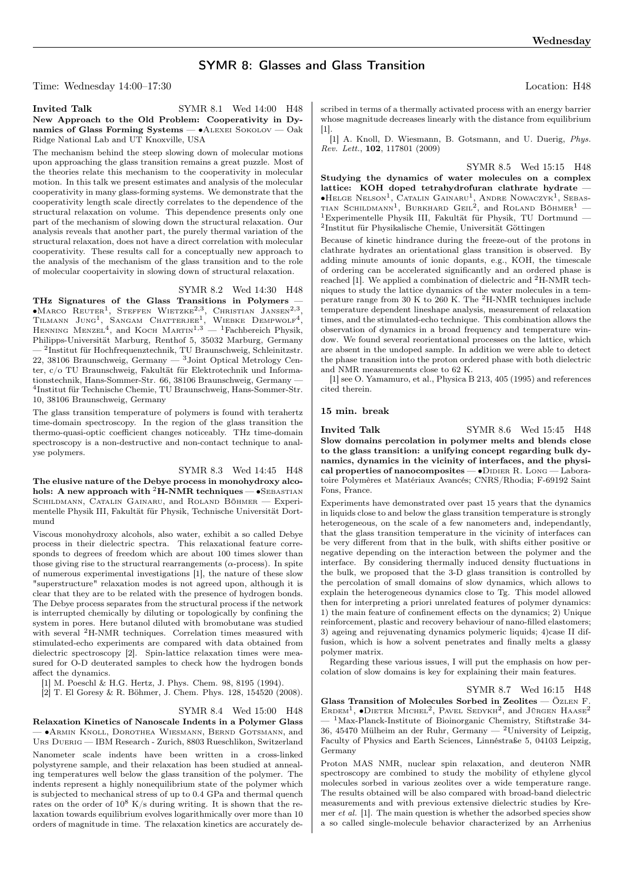# SYMR 8: Glasses and Glass Transition

Time: Wednesday 14:00–17:30 Location: H48

**Invited Talk** SYMR 8.1 Wed 14:00 H48

**New Approach to the Old Problem: Cooperativity in Dynamics of Glass Forming Systems** — •Alexei Sokolov — Oak Ridge National Lab and UT Knoxville, USA

The mechanism behind the steep slowing down of molecular motions upon approaching the glass transition remains a great puzzle. Most of the theories relate this mechanism to the cooperativity in molecular motion. In this talk we present estimates and analysis of the molecular cooperativity in many glass-forming systems. We demonstrate that the cooperativity length scale directly correlates to the dependence of the structural relaxation on volume. This dependence presents only one part of the mechanism of slowing down the structural relaxation. Our analysis reveals that another part, the purely thermal variation of the structural relaxation, does not have a direct correlation with molecular cooperativity. These results call for a conceptually new approach to the analysis of the mechanism of the glass transition and to the role of molecular coopertaivity in slowing down of structural relaxation.

SYMR 8.2 Wed 14:30 H48

**THz Signatures of the Glass Transitions in Polymers** — •Marco Reuter[1], Steffen Wietzke[2,3], Christian Jansen[2,3], Tilmann Jung[1], Sangam Chatterjee[1], Wiebke Dempwolf[4], Henning Menzel[4], and Koch Martin[1,3] — [1]Fachbereich Physik, Philipps-Universität Marburg, Renthof 5, 35032 Marburg, Germany — [2]Institut für Hochfrequenztechnik, TU Braunschweig, Schleinitzstr. 22, 38106 Braunschweig, Germany — [3]Joint Optical Metrology Center, c/o TU Braunschweig, Fakultät für Elektrotechnik und Informationstechnik, Hans-Sommer-Str. 66, 38106 Braunschweig, Germany — [4]Institut für Technische Chemie, TU Braunschweig, Hans-Sommer-Str. 10, 38106 Braunschweig, Germany

The glass transition temperature of polymers is found with terahertz time-domain spectroscopy. In the region of the glass transition the thermo-quasi-optic coefficient changes noticeably. THz time-domain spectroscopy is a non-destructive and non-contact technique to analyse polymers.

SYMR 8.3 Wed 14:45 H48

**The elusive nature of the Debye process in monohydroxy alcohols: A new approach with $^2$H-NMR techniques** — •Sebastian Schildmann, Catalin Gainaru, and Roland Böhmer — Experimentelle Physik III, Fakultät für Physik, Technische Universität Dortmund

Viscous monohydroxy alcohols, also water, exhibit a so called Debye process in their dielectric spectra. This relaxational feature corresponds to degrees of freedom which are about 100 times slower than those giving rise to the structural rearrangements ($\alpha$-process). In spite of numerous experimental investigations [1], the nature of these slow "superstructure" relaxation modes is not agreed upon, although it is clear that they are to be related with the presence of hydrogen bonds. The Debye process separates from the structural process if the network is interrupted chemically by diluting or topologically by confining the system in pores. Here butanol diluted with bromobutane was studied with several $^2$H-NMR techniques. Correlation times measured with stimulated-echo experiments are compared with data obtained from dielectric spectroscopy [2]. Spin-lattice relaxation times were measured for O-D deuterated samples to check how the hydrogen bonds affect the dynamics.

[1] M. Poeschl & H.G. Hertz, J. Phys. Chem. 98, 8195 (1994).

[2] T. El Goresy & R. Böhmer, J. Chem. Phys. 128, 154520 (2008).

SYMR 8.4 Wed 15:00 H48

**Relaxation Kinetics of Nanoscale Indents in a Polymer Glass** — •Armin Knoll, Dorothea Wiesmann, Bernd Gotsmann, and Urs Duerig — IBM Research - Zurich, 8803 Rueschlikon, Switzerland

Nanometer scale indents have been written in a cross-linked polystyrene sample, and their relaxation has been studied at annealing temperatures well below the glass transition of the polymer. The indents represent a highly nonequilibrium state of the polymer which is subjected to mechanical stress of up to 0.4 GPa and thermal quench rates on the order of $10^8$ K/s during writing. It is shown that the relaxation towards equilibrium evolves logarithmically over more than 10 orders of magnitude in time. The relaxation kinetics are accurately described in terms of a thermally activated process with an energy barrier whose magnitude decreases linearly with the distance from equilibrium [1].

[1] A. Knoll, D. Wiesmann, B. Gotsmann, and U. Duerig, *Phys. Rev. Lett.*, **102**, 117801 (2009)

SYMR 8.5 Wed 15:15 H48

**Studying the dynamics of water molecules on a complex lattice: KOH doped tetrahydrofuran clathrate hydrate** — •Helge Nelson[1], Catalin Gainaru[1], Andre Nowaczyk[1], Sebastian Schildmann[1], Burkhard Geil[2], and Roland Böhmer[1] — [1]Experimentelle Physik III, Fakultät für Physik, TU Dortmund — [2]Institut für Physikalische Chemie, Universität Göttingen

Because of kinetic hindrance during the freeze-out of the protons in clathrate hydrates an orientational glass transition is observed. By adding minute amounts of ionic dopants, e.g., KOH, the timescale of ordering can be accelerated significantly and an ordered phase is reached [1]. We applied a combination of dielectric and $^2$H-NMR techniques to study the lattice dynamics of the water molecules in a temperature range from 30 K to 260 K. The $^2$H-NMR techniques include temperature dependent lineshape analysis, measurement of relaxation times, and the stimulated-echo technique. This combination allows the observation of dynamics in a broad frequency and temperature window. We found several reorientational processes on the lattice, which are absent in the undoped sample. In addition we were able to detect the phase transition into the proton ordered phase with both dielectric and NMR measurements close to 62 K.

[1] see O. Yamamuro, et al., Physica B 213, 405 (1995) and references cited therein.

**15 min. break**

**Invited Talk** SYMR 8.6 Wed 15:45 H48

**Slow domains percolation in polymer melts and blends close to the glass transition: a unifying concept regarding bulk dynamics, dynamics in the vicinity of interfaces, and the physical properties of nanocomposites** — •Didier R. Long — Laboratoire Polymères et Matériaux Avancés; CNRS/Rhodia; F-69192 Saint Fons, France.

Experiments have demonstrated over past 15 years that the dynamics in liquids close to and below the glass transition temperature is strongly heterogeneous, on the scale of a few nanometers and, independantly, that the glass transition temperature in the vicinity of interfaces can be very different from that in the bulk, with shifts either positive or negative depending on the interaction between the polymer and the interface. By considering thermally induced density fluctuations in the bulk, we proposed that the 3-D glass transition is controlled by the percolation of small domains of slow dynamics, which allows to explain the heterogeneous dynamics close to Tg. This model allowed then for interpreting a priori unrelated features of polymer dynamics: 1) the main feature of confinement effects on the dynamics; 2) Unique reinforcement, plastic and recovery behaviour of nano-filled elastomers; 3) ageing and rejuvenating dynamics polymeric liquids; 4)case II diffusion, which is how a solvent penetrates and finally melts a glassy polymer matrix.

Regarding these various issues, I will put the emphasis on how percolation of slow domains is key for explaining their main features.

SYMR 8.7 Wed 16:15 H48

**Glass Transition of Molecules Sorbed in Zeolites** — Özlen F. Erdem[1], •Dieter Michel[2], Pavel Sedykh[2], and Jürgen Haase[2] — [1]Max-Planck-Institute of Bioinorganic Chemistry, Stiftstraße 34-36, 45470 Mülheim an der Ruhr, Germany — [2]University of Leipzig, Faculty of Physics and Earth Sciences, Linnéstraße 5, 04103 Leipzig, Germany

Proton MAS NMR, nuclear spin relaxation, and deuteron NMR spectroscopy are combined to study the mobility of ethylene glycol molecules sorbed in various zeolites over a wide temperature range. The results obtained will be also compared with broad-band dielectric measurements and with previous extensive dielectric studies by Kremer *et al.* [1]. The main question is whether the adsorbed species show a so called single-molecule behavior characterized by an Arrhenius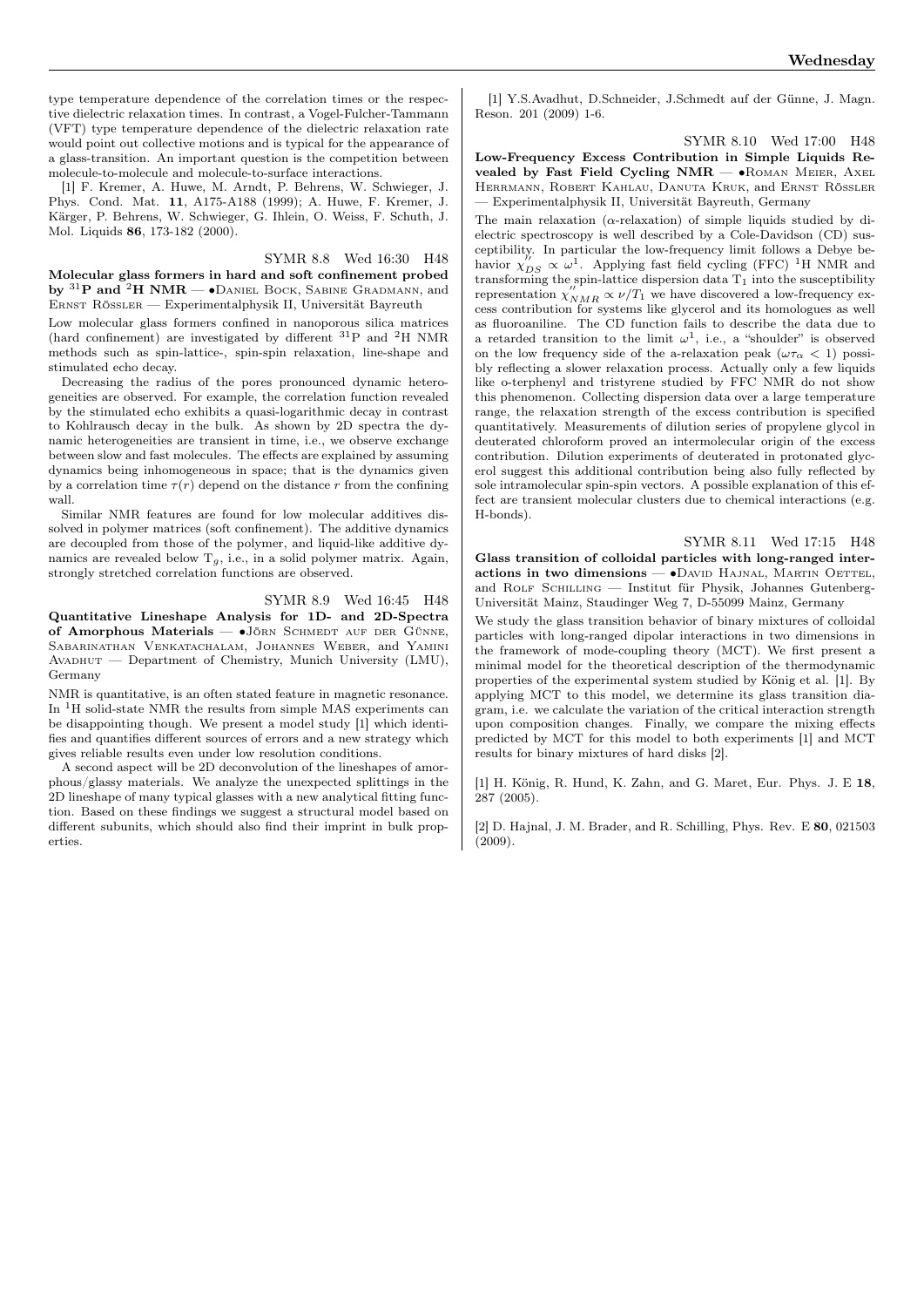type temperature dependence of the correlation times or the respective dielectric relaxation times. In contrast, a Vogel-Fulcher-Tammann (VFT) type temperature dependence of the dielectric relaxation rate would point out collective motions and is typical for the appearance of a glass-transition. An important question is the competition between molecule-to-molecule and molecule-to-surface interactions.

[1] F. Kremer, A. Huwe, M. Arndt, P. Behrens, W. Schwieger, J. Phys. Cond. Mat. **11**, A175-A188 (1999); A. Huwe, F. Kremer, J. Kärger, P. Behrens, W. Schwieger, G. Ihlein, O. Weiss, F. Schuth, J. Mol. Liquids **86**, 173-182 (2000).

SYMR 8.8 Wed 16:30 H48

**Molecular glass formers in hard and soft confinement probed by $^{31}$P and $^{2}$H NMR** — •Daniel Bock, Sabine Gradmann, and Ernst Rössler — Experimentalphysik II, Universität Bayreuth

Low molecular glass formers confined in nanoporous silica matrices (hard confinement) are investigated by different $^{31}$P and $^{2}$H NMR methods such as spin-lattice-, spin-spin relaxation, line-shape and stimulated echo decay.

Decreasing the radius of the pores pronounced dynamic heterogeneities are observed. For example, the correlation function revealed by the stimulated echo exhibits a quasi-logarithmic decay in contrast to Kohlrausch decay in the bulk. As shown by 2D spectra the dynamic heterogeneities are transient in time, i.e., we observe exchange between slow and fast molecules. The effects are explained by assuming dynamics being inhomogeneous in space; that is the dynamics given by a correlation time $\tau(r)$ depend on the distance $r$ from the confining wall.

Similar NMR features are found for low molecular additives dissolved in polymer matrices (soft confinement). The additive dynamics are decoupled from those of the polymer, and liquid-like additive dynamics are revealed below $T_g$, i.e., in a solid polymer matrix. Again, strongly stretched correlation functions are observed.

SYMR 8.9 Wed 16:45 H48

**Quantitative Lineshape Analysis for 1D- and 2D-Spectra of Amorphous Materials** — •Jörn Schmedt auf der Günne, Sabarinathan Venkatachalam, Johannes Weber, and Yamini Avadhut — Department of Chemistry, Munich University (LMU), Germany

NMR is quantitative, is an often stated feature in magnetic resonance. In $^{1}$H solid-state NMR the results from simple MAS experiments can be disappointing though. We present a model study [1] which identifies and quantifies different sources of errors and a new strategy which gives reliable results even under low resolution conditions.

A second aspect will be 2D deconvolution of the lineshapes of amorphous/glassy materials. We analyze the unexpected splittings in the 2D lineshape of many typical glasses with a new analytical fitting function. Based on these findings we suggest a structural model based on different subunits, which should also find their imprint in bulk properties.

[1] Y.S.Avadhut, D.Schneider, J.Schmedt auf der Günne, J. Magn. Reson. 201 (2009) 1-6.

SYMR 8.10 Wed 17:00 H48

**Low-Frequency Excess Contribution in Simple Liquids Revealed by Fast Field Cycling NMR** — •Roman Meier, Axel Herrmann, Robert Kahlau, Danuta Kruk, and Ernst Rössler — Experimentalphysik II, Universität Bayreuth, Germany

The main relaxation ($\alpha$-relaxation) of simple liquids studied by dielectric spectroscopy is well described by a Cole-Davidson (CD) susceptibility. In particular the low-frequency limit follows a Debye behavior $\chi''_{DS} \propto \omega^1$. Applying fast field cycling (FFC) $^{1}$H NMR and transforming the spin-lattice dispersion data $T_1$ into the susceptibility representation $\chi''_{NMR} \propto \nu/T_1$ we have discovered a low-frequency excess contribution for systems like glycerol and its homologues as well as fluoroaniline. The CD function fails to describe the data due to a retarded transition to the limit $\omega^1$, i.e., a "shoulder" is observed on the low frequency side of the a-relaxation peak ($\omega\tau_\alpha < 1$) possibly reflecting a slower relaxation process. Actually only a few liquids like o-terphenyl and tristyrene studied by FFC NMR do not show this phenomenon. Collecting dispersion data over a large temperature range, the relaxation strength of the excess contribution is specified quantitatively. Measurements of dilution series of propylene glycol in deuterated chloroform proved an intermolecular origin of the excess contribution. Dilution experiments of deuterated in protonated glycerol suggest this additional contribution being also fully reflected by sole intramolecular spin-spin vectors. A possible explanation of this effect are transient molecular clusters due to chemical interactions (e.g. H-bonds).

SYMR 8.11 Wed 17:15 H48

**Glass transition of colloidal particles with long-ranged interactions in two dimensions** — •David Hajnal, Martin Oettel, and Rolf Schilling — Institut für Physik, Johannes Gutenberg-Universität Mainz, Staudinger Weg 7, D-55099 Mainz, Germany

We study the glass transition behavior of binary mixtures of colloidal particles with long-ranged dipolar interactions in two dimensions in the framework of mode-coupling theory (MCT). We first present a minimal model for the theoretical description of the thermodynamic properties of the experimental system studied by König et al. [1]. By applying MCT to this model, we determine its glass transition diagram, i.e. we calculate the variation of the critical interaction strength upon composition changes. Finally, we compare the mixing effects predicted by MCT for this model to both experiments [1] and MCT results for binary mixtures of hard disks [2].

[1] H. König, R. Hund, K. Zahn, and G. Maret, Eur. Phys. J. E **18**, 287 (2005).

[2] D. Hajnal, J. M. Brader, and R. Schilling, Phys. Rev. E **80**, 021503 (2009).